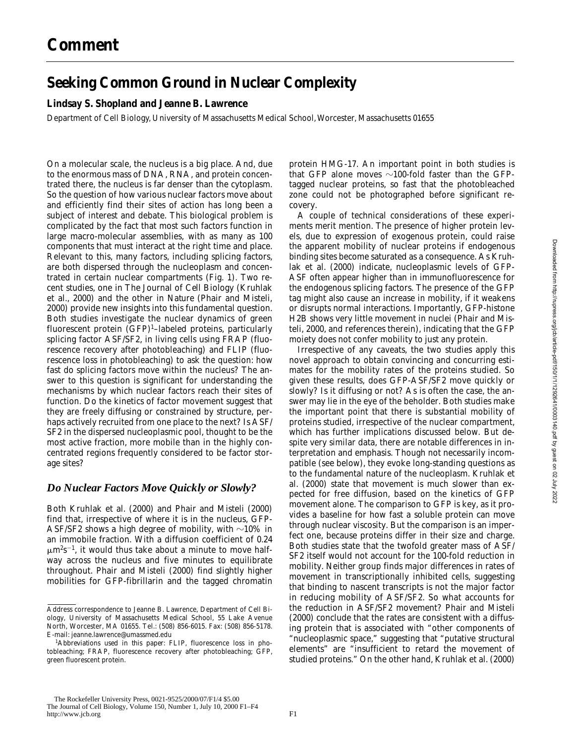# Comment

# Seeking Common Ground in Nuclear Complexity

**Lindsay S. Shopland and Jeanne B. Lawrence**

Department of Cell Biology, University of Massachusetts Medical School, Worcester, Massachusetts 01655

On a molecular scale, the nucleus is a big place. And, due to the enormous mass of DNA, RNA, and protein concentrated there, the nucleus is far denser than the cytoplasm. So the question of how various nuclear factors move about and efficiently find their sites of action has long been a subject of interest and debate. This biological problem is complicated by the fact that most such factors function in large macro-molecular assemblies, with as many as 100 components that must interact at the right time and place. Relevant to this, many factors, including splicing factors, are both dispersed through the nucleoplasm and concentrated in certain nuclear compartments (Fig. 1). Two recent studies, one in The Journal of Cell Biology (Kruhlak et al., 2000) and the other in Nature (Phair and Misteli, 2000) provide new insights into this fundamental question. Both studies investigate the nuclear dynamics of green fluorescent protein (GFP)[1]–labeled proteins, particularly splicing factor ASF/SF2, in living cells using FRAP (fluorescence recovery after photobleaching) and FLIP (fluorescence loss in photobleaching) to ask the question: how fast do splicing factors move within the nucleus? The answer to this question is significant for understanding the mechanisms by which nuclear factors reach their sites of function. Do the kinetics of factor movement suggest that they are freely diffusing or constrained by structure, perhaps actively recruited from one place to the next? Is ASF/SF2 in the dispersed nucleoplasmic pool, thought to be the most active fraction, more mobile than in the highly concentrated regions frequently considered to be factor storage sites?

## *Do Nuclear Factors Move Quickly or Slowly?*

Both Kruhlak et al. (2000) and Phair and Misteli (2000) find that, irrespective of where it is in the nucleus, GFP-ASF/SF2 shows a high degree of mobility, with ~10% in an immobile fraction. With a diffusion coefficient of 0.24 $\mu m^2 s^{-1}$, it would thus take about a minute to move halfway across the nucleus and five minutes to equilibrate throughout. Phair and Misteli (2000) find slightly higher mobilities for GFP-fibrillarin and the tagged chromatin protein HMG-17. An important point in both studies is that GFP alone moves ~100-fold faster than the GFP-tagged nuclear proteins, so fast that the photobleached zone could not be photographed before significant recovery.

A couple of technical considerations of these experiments merit mention. The presence of higher protein levels, due to expression of exogenous protein, could raise the apparent mobility of nuclear proteins if endogenous binding sites become saturated as a consequence. As Kruhlak et al. (2000) indicate, nucleoplasmic levels of GFP-ASF often appear higher than in immunofluorescence for the endogenous splicing factors. The presence of the GFP tag might also cause an increase in mobility, if it weakens or disrupts normal interactions. Importantly, GFP-histone H2B shows very little movement in nuclei (Phair and Misteli, 2000, and references therein), indicating that the GFP moiety does not confer mobility to just any protein.

Irrespective of any caveats, the two studies apply this novel approach to obtain convincing and concurring estimates for the mobility rates of the proteins studied. So given these results, does GFP-ASF/SF2 move quickly or slowly? Is it diffusing or not? As is often the case, the answer may lie in the eye of the beholder. Both studies make the important point that there is substantial mobility of proteins studied, irrespective of the nuclear compartment, which has further implications discussed below. But despite very similar data, there are notable differences in interpretation and emphasis. Though not necessarily incompatible (see below), they evoke long-standing questions as to the fundamental nature of the nucleoplasm. Kruhlak et al. (2000) state that movement is much slower than expected for free diffusion, based on the kinetics of GFP movement alone. The comparison to GFP is key, as it provides a baseline for how fast a soluble protein can move through nuclear viscosity. But the comparison is an imperfect one, because proteins differ in their size and charge. Both studies state that the twofold greater mass of ASF/SF2 itself would not account for the 100-fold reduction in mobility. Neither group finds major differences in rates of movement in transcriptionally inhibited cells, suggesting that binding to nascent transcripts is not the major factor in reducing mobility of ASF/SF2. So what accounts for the reduction in ASF/SF2 movement? Phair and Misteli (2000) conclude that the rates are consistent with a diffusing protein that is associated with "other components of "nucleoplasmic space," suggesting that "putative structural elements" are "insufficient to retard the movement of studied proteins." On the other hand, Kruhlak et al. (2000)

---

Address correspondence to Jeanne B. Lawrence, Department of Cell Biology, University of Massachusetts Medical School, 55 Lake Avenue North, Worcester, MA 01655. Tel.: (508) 856-6015. Fax: (508) 856-5178. E-mail: jeanne.lawrence@umassmed.edu

[1]Abbreviations used in this paper: FLIP, fluorescence loss in photobleaching; FRAP, fluorescence recovery after photobleaching; GFP, green fluorescent protein.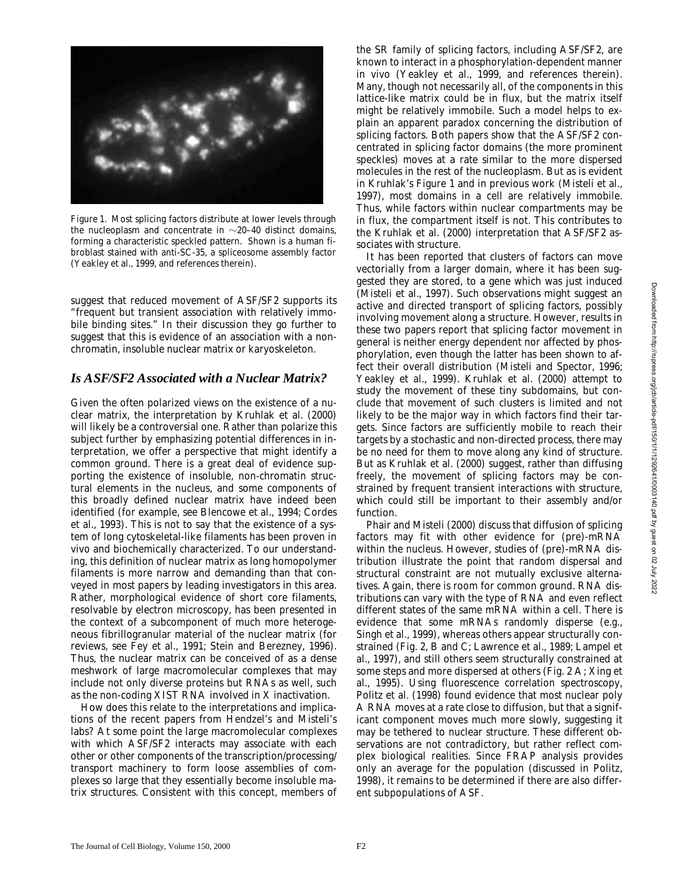Figure 1. Most splicing factors distribute at lower levels through the nucleoplasm and concentrate in ~20–40 distinct domains, forming a characteristic speckled pattern. Shown is a human fibroblast stained with anti-SC-35, a spliceosome assembly factor (Yeakley et al., 1999, and references therein).

suggest that reduced movement of ASF/SF2 supports its "frequent but transient association with relatively immobile binding sites." In their discussion they go further to suggest that this is evidence of an association with a non-chromatin, insoluble nuclear matrix or karyoskeleton.

## *Is ASF/SF2 Associated with a Nuclear Matrix?*

Given the often polarized views on the existence of a nuclear matrix, the interpretation by Kruhlak et al. (2000) will likely be a controversial one. Rather than polarize this subject further by emphasizing potential differences in interpretation, we offer a perspective that might identify a common ground. There is a great deal of evidence supporting the existence of insoluble, non-chromatin structural elements in the nucleus, and some components of this broadly defined nuclear matrix have indeed been identified (for example, see Blencowe et al., 1994; Cordes et al., 1993). This is not to say that the existence of a system of long cytoskeletal-like filaments has been proven in vivo and biochemically characterized. To our understanding, this definition of nuclear matrix as long homopolymer filaments is more narrow and demanding than that conveyed in most papers by leading investigators in this area. Rather, morphological evidence of short core filaments, resolvable by electron microscopy, has been presented in the context of a subcomponent of much more heterogeneous fibrillogranular material of the nuclear matrix (for reviews, see Fey et al., 1991; Stein and Berezney, 1996). Thus, the nuclear matrix can be conceived of as a dense meshwork of large macromolecular complexes that may include not only diverse proteins but RNAs as well, such as the non-coding XIST RNA involved in X inactivation.

How does this relate to the interpretations and implications of the recent papers from Hendzel's and Misteli's labs? At some point the large macromolecular complexes with which ASF/SF2 interacts may associate with each other or other components of the transcription/processing/transport machinery to form loose assemblies of complexes so large that they essentially become insoluble matrix structures. Consistent with this concept, members of the SR family of splicing factors, including ASF/SF2, are known to interact in a phosphorylation-dependent manner in vivo (Yeakley et al., 1999, and references therein). Many, though not necessarily all, of the components in this lattice-like matrix could be in flux, but the matrix itself might be relatively immobile. Such a model helps to explain an apparent paradox concerning the distribution of splicing factors. Both papers show that the ASF/SF2 concentrated in splicing factor domains (the more prominent speckles) moves at a rate similar to the more dispersed molecules in the rest of the nucleoplasm. But as is evident in Kruhlak's Figure 1 and in previous work (Misteli et al., 1997), most domains in a cell are relatively immobile. Thus, while factors within nuclear compartments may be in flux, the compartment itself is not. This contributes to the Kruhlak et al. (2000) interpretation that ASF/SF2 associates with structure.

It has been reported that clusters of factors can move vectorially from a larger domain, where it has been suggested they are stored, to a gene which was just induced (Misteli et al., 1997). Such observations might suggest an active and directed transport of splicing factors, possibly involving movement along a structure. However, results in these two papers report that splicing factor movement in general is neither energy dependent nor affected by phosphorylation, even though the latter has been shown to affect their overall distribution (Misteli and Spector, 1996; Yeakley et al., 1999). Kruhlak et al. (2000) attempt to study the movement of these tiny subdomains, but conclude that movement of such clusters is limited and not likely to be the major way in which factors find their targets. Since factors are sufficiently mobile to reach their targets by a stochastic and non-directed process, there may be no need for them to move along any kind of structure. But as Kruhlak et al. (2000) suggest, rather than diffusing freely, the movement of splicing factors may be constrained by frequent transient interactions with structure, which could still be important to their assembly and/or function.

Phair and Misteli (2000) discuss that diffusion of splicing factors may fit with other evidence for (pre)-mRNA within the nucleus. However, studies of (pre)-mRNA distribution illustrate the point that random dispersal and structural constraint are not mutually exclusive alternatives. Again, there is room for common ground. RNA distributions can vary with the type of RNA and even reflect different states of the same mRNA within a cell. There is evidence that some mRNAs randomly disperse (e.g., Singh et al., 1999), whereas others appear structurally constrained (Fig. 2, B and C; Lawrence et al., 1989; Lampel et al., 1997), and still others seem structurally constrained at some steps and more dispersed at others (Fig. 2 A; Xing et al., 1995). Using fluorescence correlation spectroscopy, Politz et al. (1998) found evidence that most nuclear poly A RNA moves at a rate close to diffusion, but that a significant component moves much more slowly, suggesting it may be tethered to nuclear structure. These different observations are not contradictory, but rather reflect complex biological realities. Since FRAP analysis provides only an average for the population (discussed in Politz, 1998), it remains to be determined if there are also different subpopulations of ASF.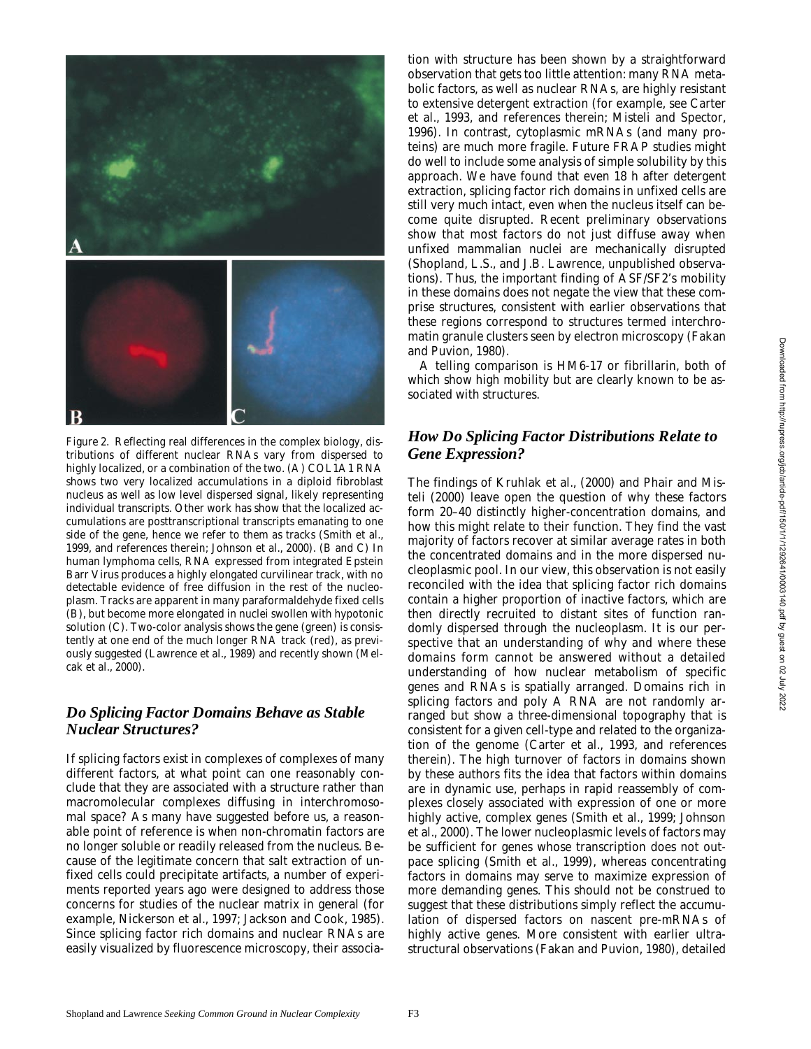Figure 2. Reflecting real differences in the complex biology, distributions of different nuclear RNAs vary from dispersed to highly localized, or a combination of the two. (A) COL1A1 RNA shows two very localized accumulations in a diploid fibroblast nucleus as well as low level dispersed signal, likely representing individual transcripts. Other work has show that the localized accumulations are posttranscriptional transcripts emanating to one side of the gene, hence we refer to them as tracks (Smith et al., 1999, and references therein; Johnson et al., 2000). (B and C) In human lymphoma cells, RNA expressed from integrated Epstein Barr Virus produces a highly elongated curvilinear track, with no detectable evidence of free diffusion in the rest of the nucleoplasm. Tracks are apparent in many paraformaldehyde fixed cells (B), but become more elongated in nuclei swollen with hypotonic solution (C). Two-color analysis shows the gene (green) is consistently at one end of the much longer RNA track (red), as previously suggested (Lawrence et al., 1989) and recently shown (Melcak et al., 2000).

## *Do Splicing Factor Domains Behave as Stable Nuclear Structures?*

If splicing factors exist in complexes of complexes of many different factors, at what point can one reasonably conclude that they are associated with a structure rather than macromolecular complexes diffusing in interchromosomal space? As many have suggested before us, a reasonable point of reference is when non-chromatin factors are no longer soluble or readily released from the nucleus. Because of the legitimate concern that salt extraction of unfixed cells could precipitate artifacts, a number of experiments reported years ago were designed to address those concerns for studies of the nuclear matrix in general (for example, Nickerson et al., 1997; Jackson and Cook, 1985). Since splicing factor rich domains and nuclear RNAs are easily visualized by fluorescence microscopy, their association with structure has been shown by a straightforward observation that gets too little attention: many RNA metabolic factors, as well as nuclear RNAs, are highly resistant to extensive detergent extraction (for example, see Carter et al., 1993, and references therein; Misteli and Spector, 1996). In contrast, cytoplasmic mRNAs (and many proteins) are much more fragile. Future FRAP studies might do well to include some analysis of simple solubility by this approach. We have found that even 18 h after detergent extraction, splicing factor rich domains in unfixed cells are still very much intact, even when the nucleus itself can become quite disrupted. Recent preliminary observations show that most factors do not just diffuse away when unfixed mammalian nuclei are mechanically disrupted (Shopland, L.S., and J.B. Lawrence, unpublished observations). Thus, the important finding of ASF/SF2's mobility in these domains does not negate the view that these comprise structures, consistent with earlier observations that these regions correspond to structures termed interchromatin granule clusters seen by electron microscopy (Fakan and Puvion, 1980).

A telling comparison is HM6-17 or fibrillarin, both of which show high mobility but are clearly known to be associated with structures.

## *How Do Splicing Factor Distributions Relate to Gene Expression?*

The findings of Kruhlak et al., (2000) and Phair and Misteli (2000) leave open the question of why these factors form 20–40 distinctly higher-concentration domains, and how this might relate to their function. They find the vast majority of factors recover at similar average rates in both the concentrated domains and in the more dispersed nucleoplasmic pool. In our view, this observation is not easily reconciled with the idea that splicing factor rich domains contain a higher proportion of inactive factors, which are then directly recruited to distant sites of function randomly dispersed through the nucleoplasm. It is our perspective that an understanding of why and where these domains form cannot be answered without a detailed understanding of how nuclear metabolism of specific genes and RNAs is spatially arranged. Domains rich in splicing factors and poly A RNA are not randomly arranged but show a three-dimensional topography that is consistent for a given cell-type and related to the organization of the genome (Carter et al., 1993, and references therein). The high turnover of factors in domains shown by these authors fits the idea that factors within domains are in dynamic use, perhaps in rapid reassembly of complexes closely associated with expression of one or more highly active, complex genes (Smith et al., 1999; Johnson et al., 2000). The lower nucleoplasmic levels of factors may be sufficient for genes whose transcription does not outpace splicing (Smith et al., 1999), whereas concentrating factors in domains may serve to maximize expression of more demanding genes. This should not be construed to suggest that these distributions simply reflect the accumulation of dispersed factors on nascent pre-mRNAs of highly active genes. More consistent with earlier ultrastructural observations (Fakan and Puvion, 1980), detailed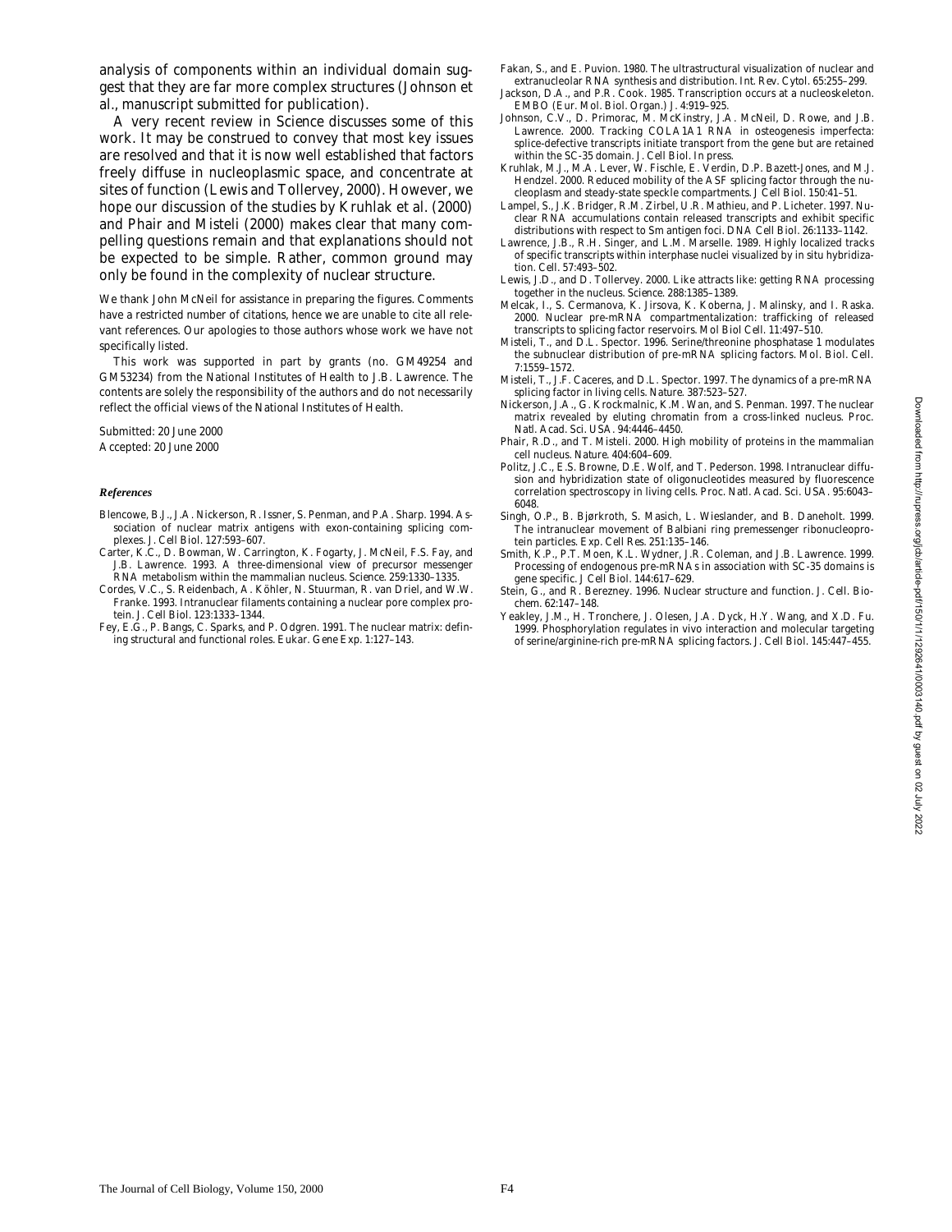analysis of components within an individual domain suggest that they are far more complex structures (Johnson et al., manuscript submitted for publication).

A very recent review in Science discusses some of this work. It may be construed to convey that most key issues are resolved and that it is now well established that factors freely diffuse in nucleoplasmic space, and concentrate at sites of function (Lewis and Tollervey, 2000). However, we hope our discussion of the studies by Kruhlak et al. (2000) and Phair and Misteli (2000) makes clear that many compelling questions remain and that explanations should not be expected to be simple. Rather, common ground may only be found in the complexity of nuclear structure.

We thank John McNeil for assistance in preparing the figures. Comments have a restricted number of citations, hence we are unable to cite all relevant references. Our apologies to those authors whose work we have not specifically listed.

This work was supported in part by grants (no. GM49254 and GM53234) from the National Institutes of Health to J.B. Lawrence. The contents are solely the responsibility of the authors and do not necessarily reflect the official views of the National Institutes of Health.

Submitted: 20 June 2000
Accepted: 20 June 2000

### *References*

Blencowe, B.J., J.A. Nickerson, R. Issner, S. Penman, and P.A. Sharp. 1994. Association of nuclear matrix antigens with exon-containing splicing complexes. J. Cell Biol. 127:593–607.

Carter, K.C., D. Bowman, W. Carrington, K. Fogarty, J. McNeil, F.S. Fay, and J.B. Lawrence. 1993. A three-dimensional view of precursor messenger RNA metabolism within the mammalian nucleus. Science. 259:1330–1335.

Cordes, V.C., S. Reidenbach, A. Köhler, N. Stuurman, R. van Driel, and W.W. Franke. 1993. Intranuclear filaments containing a nuclear pore complex protein. J. Cell Biol. 123:1333–1344.

Fey, E.G., P. Bangs, C. Sparks, and P. Odgren. 1991. The nuclear matrix: defining structural and functional roles. Eukar. Gene Exp. 1:127–143.

Fakan, S., and E. Puvion. 1980. The ultrastructural visualization of nuclear and extranucleolar RNA synthesis and distribution. Int. Rev. Cytol. 65:255–299.

Jackson, D.A., and P.R. Cook. 1985. Transcription occurs at a nucleoskeleton. EMBO (Eur. Mol. Biol. Organ.) J. 4:919–925.

Johnson, C.V., D. Primorac, M. McKinstry, J.A. McNeil, D. Rowe, and J.B. Lawrence. 2000. Tracking COLA1A1 RNA in osteogenesis imperfecta: splice-defective transcripts initiate transport from the gene but are retained within the SC-35 domain. J. Cell Biol. In press.

Kruhlak, M.J., M.A. Lever, W. Fischle, E. Verdin, D.P. Bazett-Jones, and M.J. Hendzel. 2000. Reduced mobility of the ASF splicing factor through the nucleoplasm and steady-state speckle compartments. J Cell Biol. 150:41–51.

Lampel, S., J.K. Bridger, R.M. Zirbel, U.R. Mathieu, and P. Licheter. 1997. Nuclear RNA accumulations contain released transcripts and exhibit specific distributions with respect to Sm antigen foci. DNA Cell Biol. 26:1133–1142.

Lawrence, J.B., R.H. Singer, and L.M. Marselle. 1989. Highly localized tracks of specific transcripts within interphase nuclei visualized by in situ hybridization. Cell. 57:493–502.

Lewis, J.D., and D. Tollervey. 2000. Like attracts like: getting RNA processing together in the nucleus. Science. 288:1385–1389.

Melcak, I., S. Cermanova, K. Jirsova, K. Koberna, J. Malinsky, and I. Raska. 2000. Nuclear pre-mRNA compartmentalization: trafficking of released transcripts to splicing factor reservoirs. Mol Biol Cell. 11:497–510.

Misteli, T., and D.L. Spector. 1996. Serine/threonine phosphatase 1 modulates the subnuclear distribution of pre-mRNA splicing factors. Mol. Biol. Cell. 7:1559–1572.

Misteli, T., J.F. Caceres, and D.L. Spector. 1997. The dynamics of a pre-mRNA splicing factor in living cells. Nature. 387:523–527.

Nickerson, J.A., G. Krockmalnic, K.M. Wan, and S. Penman. 1997. The nuclear matrix revealed by eluting chromatin from a cross-linked nucleus. Proc. Natl. Acad. Sci. USA. 94:4446–4450.

Phair, R.D., and T. Misteli. 2000. High mobility of proteins in the mammalian cell nucleus. Nature. 404:604–609.

Politz, J.C., E.S. Browne, D.E. Wolf, and T. Pederson. 1998. Intranuclear diffusion and hybridization state of oligonucleotides measured by fluorescence correlation spectroscopy in living cells. Proc. Natl. Acad. Sci. USA. 95:6043–6048.

Singh, O.P., B. Bjørkroth, S. Masich, L. Wieslander, and B. Daneholt. 1999. The intranuclear movement of Balbiani ring premessenger ribonucleoprotein particles. Exp. Cell Res. 251:135–146.

Smith, K.P., P.T. Moen, K.L. Wydner, J.R. Coleman, and J.B. Lawrence. 1999. Processing of endogenous pre-mRNAs in association with SC-35 domains is gene specific. J Cell Biol. 144:617–629.

Stein, G., and R. Berezney. 1996. Nuclear structure and function. J. Cell. Biochem. 62:147–148.

Yeakley, J.M., H. Tronchere, J. Olesen, J.A. Dyck, H.Y. Wang, and X.D. Fu. 1999. Phosphorylation regulates in vivo interaction and molecular targeting of serine/arginine-rich pre-mRNA splicing factors. J. Cell Biol. 145:447–455.